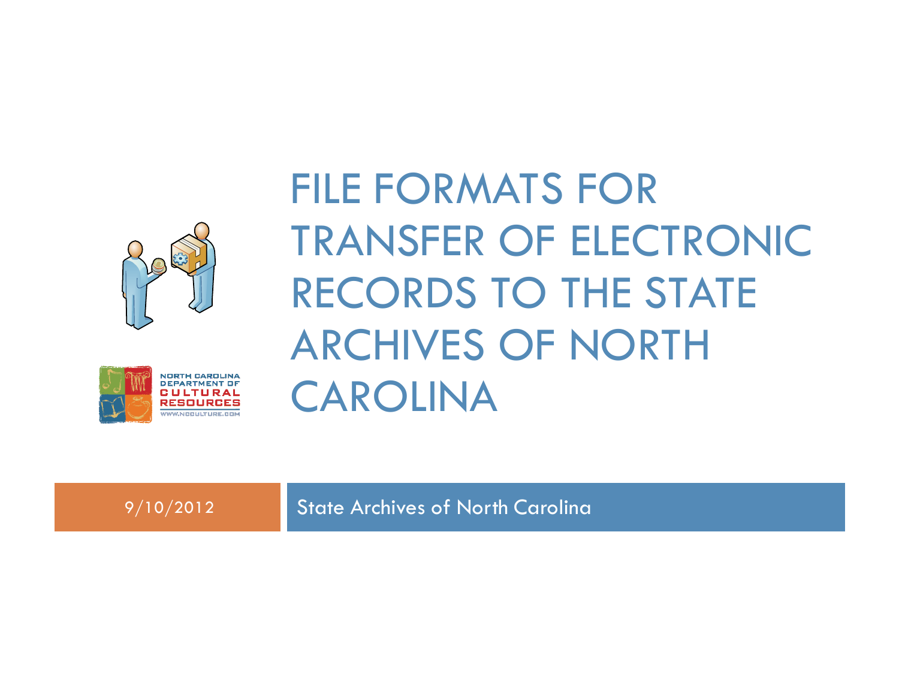# FILE FORMATS FOR TRANSFER OF ELECTRONIC RECORDS TO THE STATE ARCHIVES OF NORTH CAROLINA

NORTH CAROLINA DEPARTMENT OF CULTURAL RESOURCES
WWW.NCCULTURE.COM

9/10/2012

State Archives of North Carolina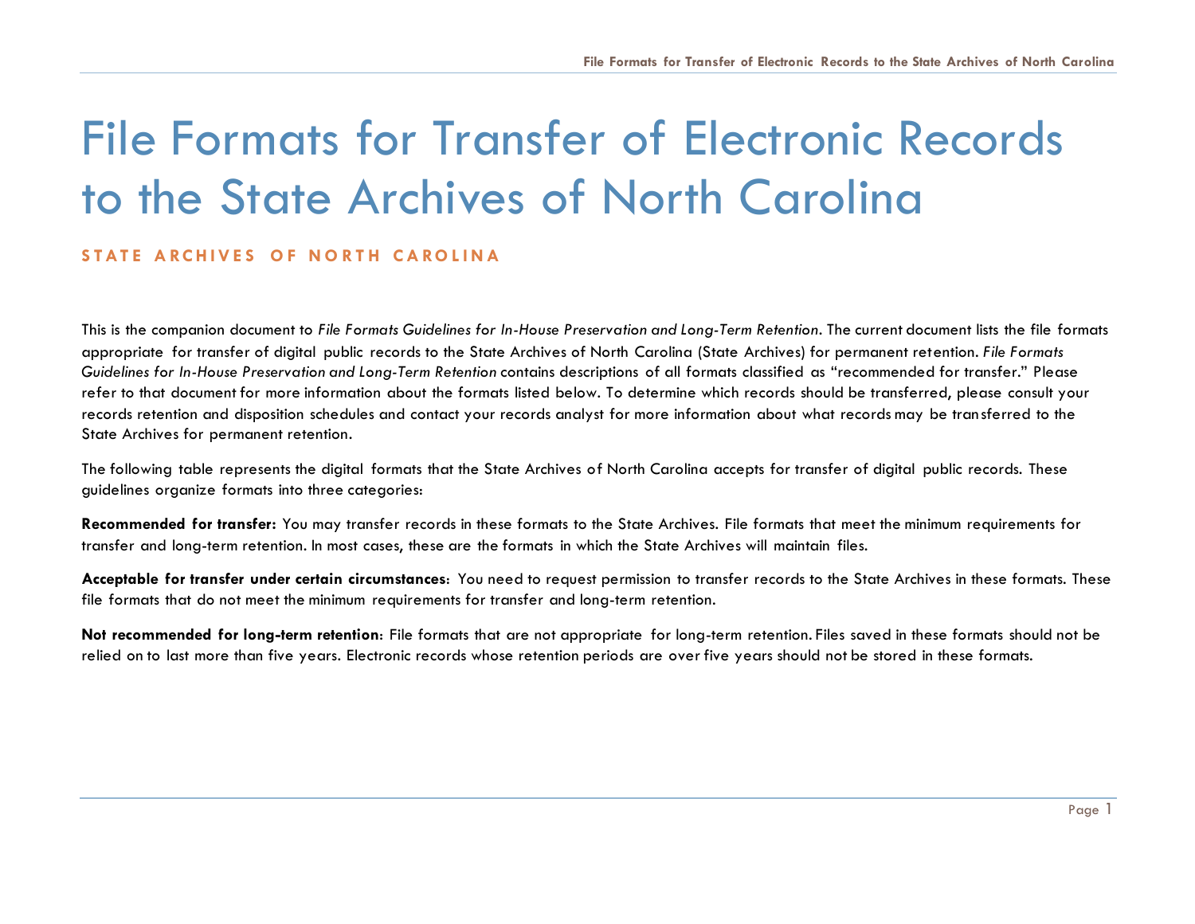# File Formats for Transfer of Electronic Records to the State Archives of North Carolina

**STATE ARCHIVES OF NORTH CAROLINA**

This is the companion document to *File Formats Guidelines for In-House Preservation and Long-Term Retention*. The current document lists the file formats appropriate for transfer of digital public records to the State Archives of North Carolina (State Archives) for permanent retention. *File Formats Guidelines for In-House Preservation and Long-Term Retention* contains descriptions of all formats classified as "recommended for transfer." Please refer to that document for more information about the formats listed below. To determine which records should be transferred, please consult your records retention and disposition schedules and contact your records analyst for more information about what records may be transferred to the State Archives for permanent retention.

The following table represents the digital formats that the State Archives of North Carolina accepts for transfer of digital public records. These guidelines organize formats into three categories:

**Recommended for transfer:** You may transfer records in these formats to the State Archives. File formats that meet the minimum requirements for transfer and long-term retention. In most cases, these are the formats in which the State Archives will maintain files.

**Acceptable for transfer under certain circumstances**: You need to request permission to transfer records to the State Archives in these formats. These file formats that do not meet the minimum requirements for transfer and long-term retention.

**Not recommended for long-term retention**: File formats that are not appropriate for long-term retention. Files saved in these formats should not be relied on to last more than five years. Electronic records whose retention periods are over five years should not be stored in these formats.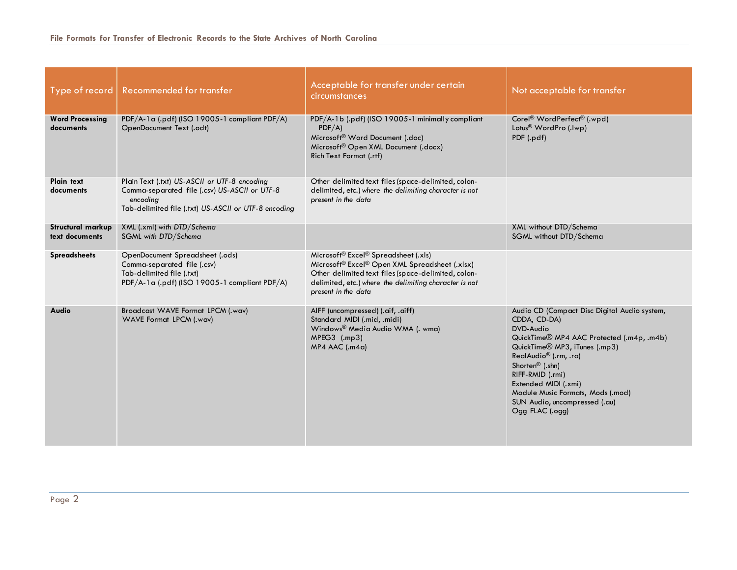| Type of record | Recommended for transfer | Acceptable for transfer under certain circumstances | Not acceptable for transfer |
|---|---|---|---|
| **Word Processing documents** | PDF/A-1a (.pdf) (ISO 19005-1 compliant PDF/A)<br>OpenDocument Text (.odt) | PDF/A-1b (.pdf) (ISO 19005-1 minimally compliant PDF/A)<br>Microsoft® Word Document (.doc)<br>Microsoft® Open XML Document (.docx)<br>Rich Text Format (.rtf) | Corel® WordPerfect® (.wpd)<br>Lotus® WordPro (.lwp)<br>PDF (.pdf) |
| **Plain text documents** | Plain Text (.txt) *US-ASCII or UTF-8 encoding*<br>Comma-separated file (.csv) *US-ASCII or UTF-8 encoding*<br>Tab-delimited file (.txt) *US-ASCII or UTF-8 encoding* | Other delimited text files (space-delimited, colon-delimited, etc.) *where the delimiting character is not present in the data* | |
| **Structural markup text documents** | XML (.xml) *with DTD/Schema*<br>SGML *with DTD/Schema* | | XML without DTD/Schema<br>SGML without DTD/Schema |
| **Spreadsheets** | OpenDocument Spreadsheet (.ods)<br>Comma-separated file (.csv)<br>Tab-delimited file (.txt)<br>PDF/A-1a (.pdf) (ISO 19005-1 compliant PDF/A) | Microsoft® Excel® Spreadsheet (.xls)<br>Microsoft® Excel® Open XML Spreadsheet (.xlsx)<br>Other delimited text files (space-delimited, colon-delimited, etc.) *where the delimiting character is not present in the data* | |
| **Audio** | Broadcast WAVE Format LPCM (.wav)<br>WAVE Format LPCM (.wav) | AIFF (uncompressed) (.aif, .aiff)<br>Standard MIDI (.mid, .midi)<br>Windows® Media Audio WMA (. wma)<br>MPEG3 (.mp3)<br>MP4 AAC (.m4a) | Audio CD (Compact Disc Digital Audio system, CDDA, CD-DA)<br>DVD-Audio<br>QuickTime® MP4 AAC Protected (.m4p, .m4b)<br>QuickTime® MP3, iTunes (.mp3)<br>RealAudio® (.rm, .ra)<br>Shorten® (.shn)<br>RIFF-RMID (.rmi)<br>Extended MIDI (.xmi)<br>Module Music Formats, Mods (.mod)<br>SUN Audio, uncompressed (.au)<br>Ogg FLAC (.ogg) |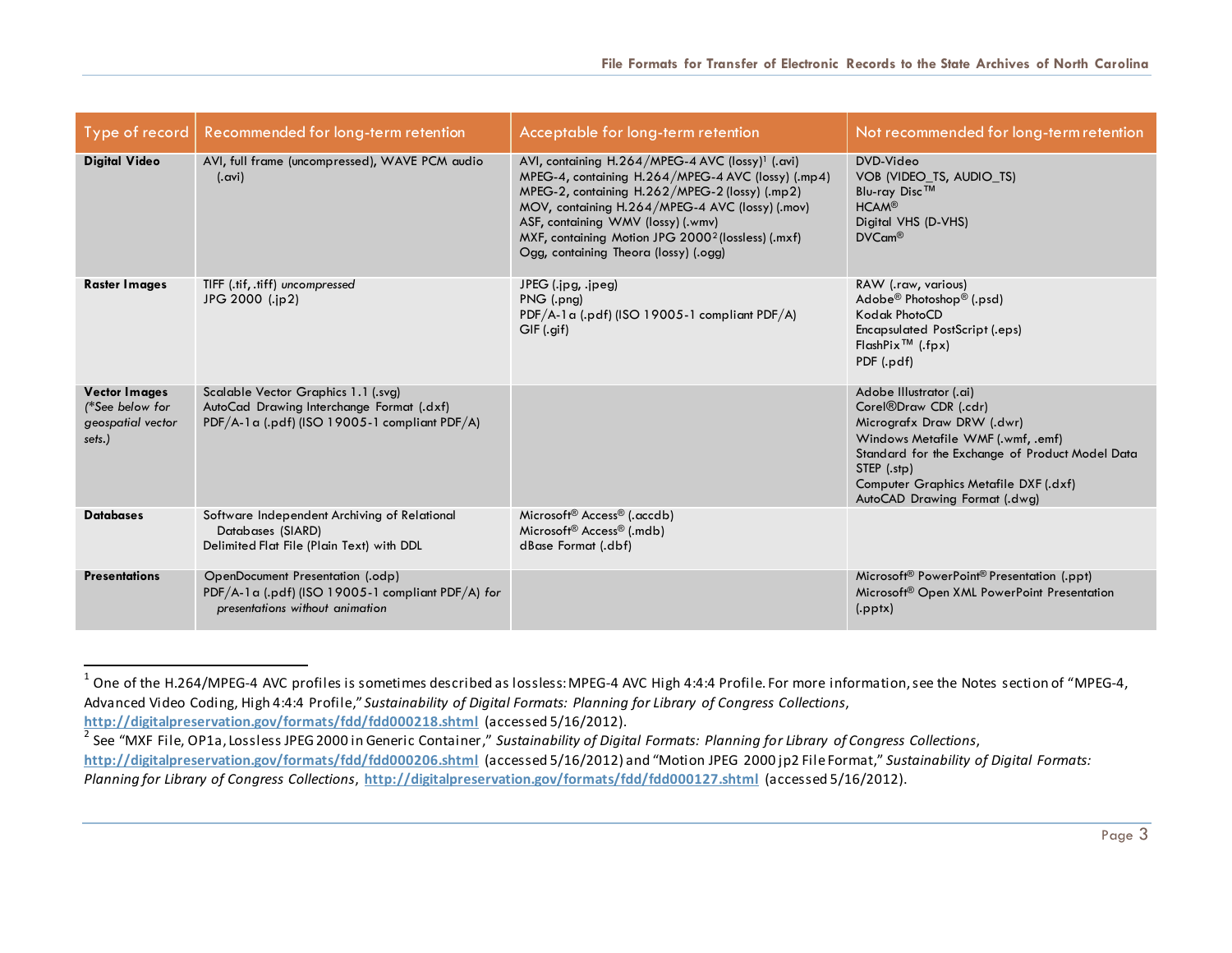| Type of record | Recommended for long-term retention | Acceptable for long-term retention | Not recommended for long-term retention |
|---|---|---|---|
| **Digital Video** | AVI, full frame (uncompressed), WAVE PCM audio (.avi) | AVI, containing H.264/MPEG-4 AVC (lossy)[1] (.avi)<br>MPEG-4, containing H.264/MPEG-4 AVC (lossy) (.mp4)<br>MPEG-2, containing H.262/MPEG-2 (lossy) (.mp2)<br>MOV, containing H.264/MPEG-4 AVC (lossy) (.mov)<br>ASF, containing WMV (lossy) (.wmv)<br>MXF, containing Motion JPG 2000[2] (lossless) (.mxf)<br>Ogg, containing Theora (lossy) (.ogg) | DVD-Video<br>VOB (VIDEO_TS, AUDIO_TS)<br>Blu-ray Disc™<br>HCAM®<br>Digital VHS (D-VHS)<br>DVCam® |
| **Raster Images** | TIFF (.tif, .tiff) *uncompressed*<br>JPG 2000 (.jp2) | JPEG (.jpg, .jpeg)<br>PNG (.png)<br>PDF/A-1a (.pdf) (ISO 19005-1 compliant PDF/A)<br>GIF (.gif) | RAW (.raw, various)<br>Adobe® Photoshop® (.psd)<br>Kodak PhotoCD<br>Encapsulated PostScript (.eps)<br>FlashPix™ (.fpx)<br>PDF (.pdf) |
| **Vector Images** *(\*See below for geospatial vector sets.)* | Scalable Vector Graphics 1.1 (.svg)<br>AutoCad Drawing Interchange Format (.dxf)<br>PDF/A-1a (.pdf) (ISO 19005-1 compliant PDF/A) | | Adobe Illustrator (.ai)<br>Corel®Draw CDR (.cdr)<br>Micrografx Draw DRW (.dwr)<br>Windows Metafile WMF (.wmf, .emf)<br>Standard for the Exchange of Product Model Data STEP (.stp)<br>Computer Graphics Metafile DXF (.dxf)<br>AutoCAD Drawing Format (.dwg) |
| **Databases** | Software Independent Archiving of Relational Databases (SIARD)<br>Delimited Flat File (Plain Text) with DDL | Microsoft® Access® (.accdb)<br>Microsoft® Access® (.mdb)<br>dBase Format (.dbf) | |
| **Presentations** | OpenDocument Presentation (.odp)<br>PDF/A-1a (.pdf) (ISO 19005-1 compliant PDF/A) *for presentations without animation* | | Microsoft® PowerPoint® Presentation (.ppt)<br>Microsoft® Open XML PowerPoint Presentation (.pptx) |

[1] One of the H.264/MPEG-4 AVC profiles is sometimes described as lossless: MPEG-4 AVC High 4:4:4 Profile. For more information, see the Notes section of "MPEG-4, Advanced Video Coding, High 4:4:4 Profile," *Sustainability of Digital Formats: Planning for Library of Congress Collections*, **http://digitalpreservation.gov/formats/fdd/fdd000218.shtml** (accessed 5/16/2012).

[2] See "MXF File, OP1a, Lossless JPEG 2000 in Generic Container," *Sustainability of Digital Formats: Planning for Library of Congress Collections*, **http://digitalpreservation.gov/formats/fdd/fdd000206.shtml** (accessed 5/16/2012) and "Motion JPEG 2000 jp2 File Format," *Sustainability of Digital Formats: Planning for Library of Congress Collections*, **http://digitalpreservation.gov/formats/fdd/fdd000127.shtml** (accessed 5/16/2012).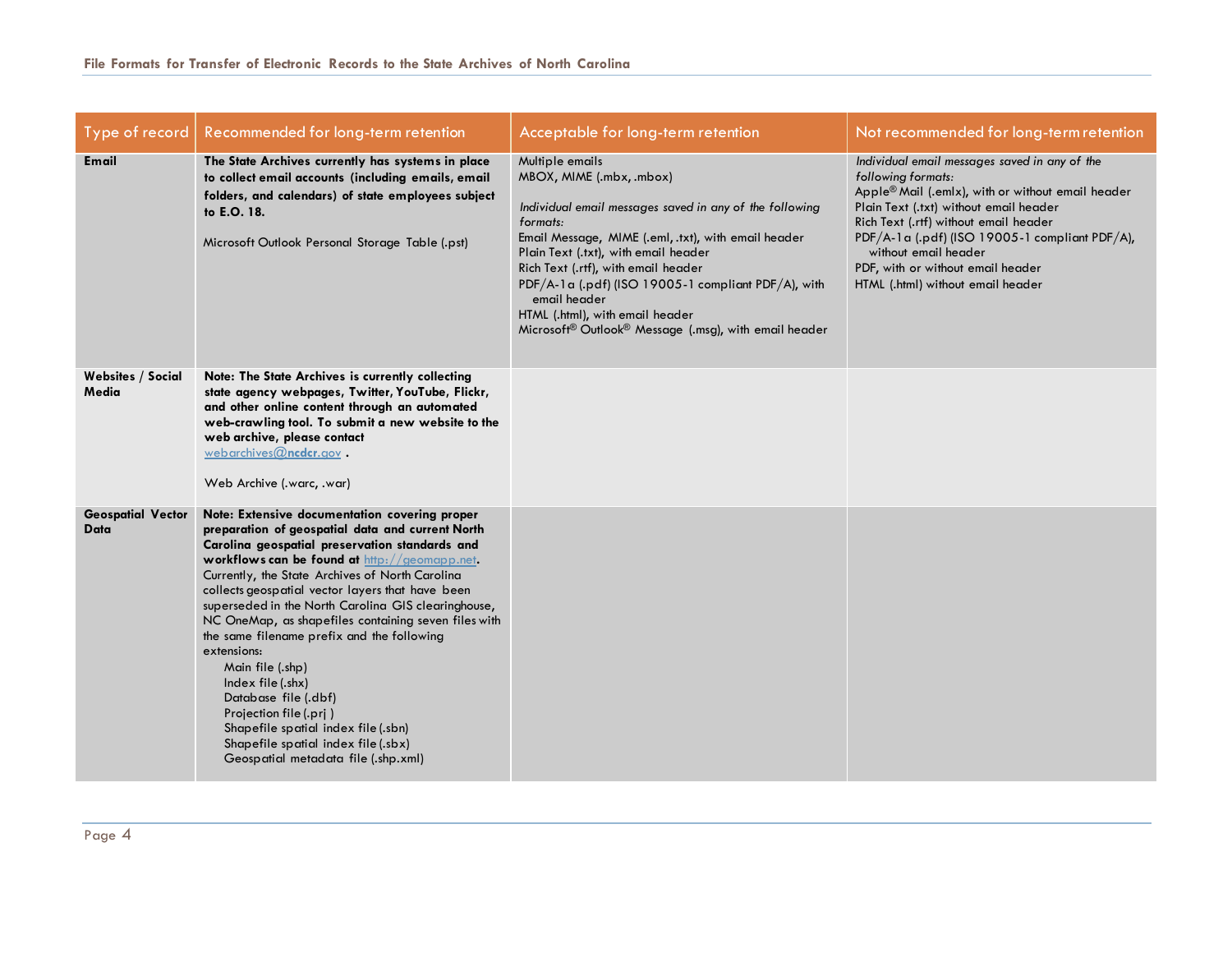| Type of record | Recommended for long-term retention | Acceptable for long-term retention | Not recommended for long-term retention |
|---|---|---|---|
| **Email** | **The State Archives currently has systems in place to collect email accounts (including emails, email folders, and calendars) of state employees subject to E.O. 18.**<br><br>Microsoft Outlook Personal Storage Table (.pst) | Multiple emails<br>MBOX, MIME (.mbx, .mbox)<br><br>*Individual email messages saved in any of the following formats:*<br>Email Message, MIME (.eml, .txt), with email header<br>Plain Text (.txt), with email header<br>Rich Text (.rtf), with email header<br>PDF/A-1a (.pdf) (ISO 19005-1 compliant PDF/A), with email header<br>HTML (.html), with email header<br>Microsoft® Outlook® Message (.msg), with email header | *Individual email messages saved in any of the following formats:*<br>Apple® Mail (.emlx), with or without email header<br>Plain Text (.txt) without email header<br>Rich Text (.rtf) without email header<br>PDF/A-1a (.pdf) (ISO 19005-1 compliant PDF/A), without email header<br>PDF, with or without email header<br>HTML (.html) without email header |
| **Websites / Social Media** | **Note: The State Archives is currently collecting state agency webpages, Twitter, YouTube, Flickr, and other online content through an automated web-crawling tool. To submit a new website to the web archive, please contact webarchives@ncdcr.gov .**<br><br>Web Archive (.warc, .war) | | |
| **Geospatial Vector Data** | **Note: Extensive documentation covering proper preparation of geospatial data and current North Carolina geospatial preservation standards and workflows can be found at http://geomapp.net.** Currently, the State Archives of North Carolina collects geospatial vector layers that have been superseded in the North Carolina GIS clearinghouse, NC OneMap, as shapefiles containing seven files with the same filename prefix and the following extensions:<br>Main file (.shp)<br>Index file (.shx)<br>Database file (.dbf)<br>Projection file (.prj )<br>Shapefile spatial index file (.sbn)<br>Shapefile spatial index file (.sbx)<br>Geospatial metadata file (.shp.xml) | | |